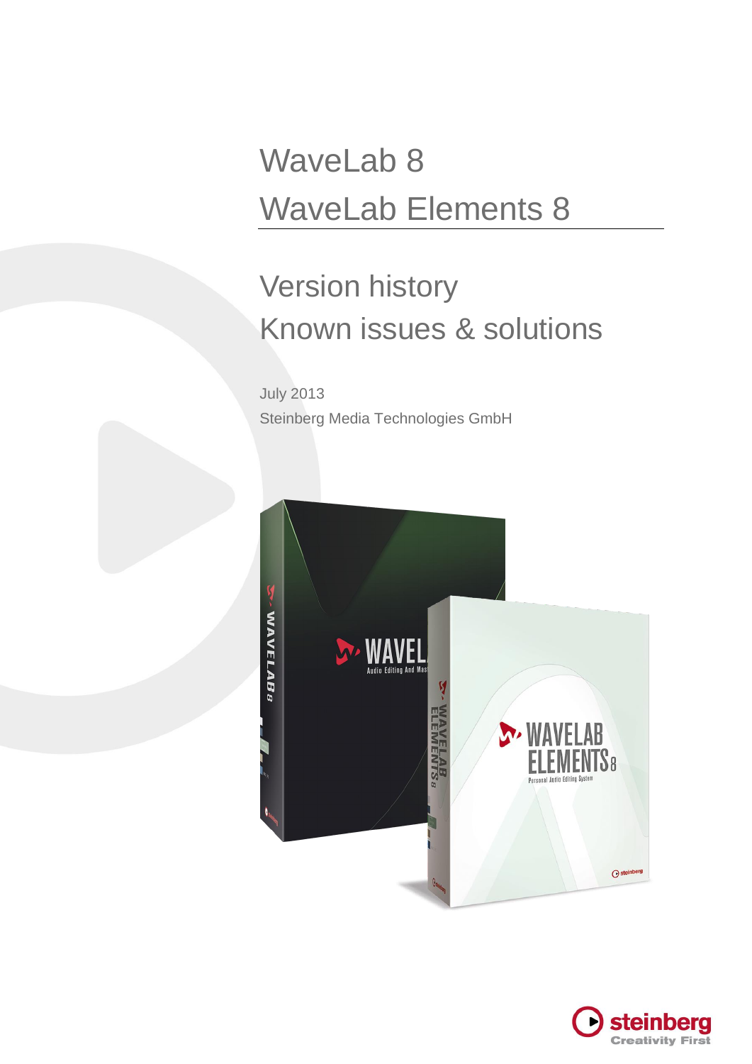# WaveLab 8
# WaveLab Elements 8

## Version history
## Known issues & solutions

July 2013

Steinberg Media Technologies GmbH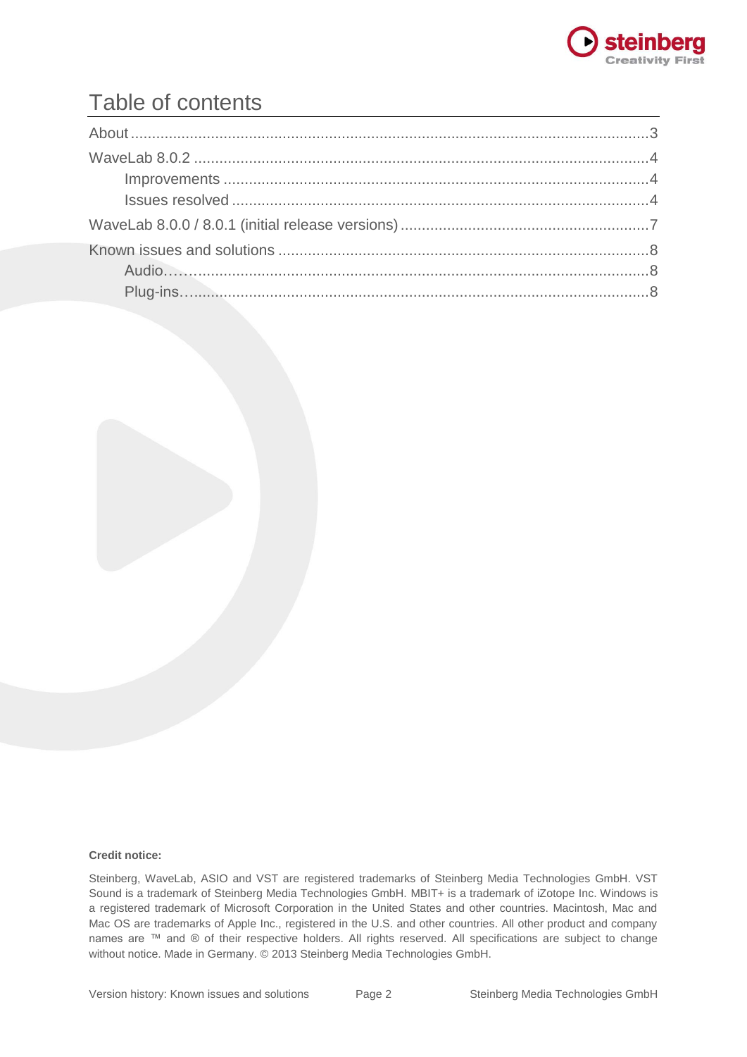# Table of contents

About .......................................................................................................................3

WaveLab 8.0.2 ..........................................................................................................4

- Improvements .....................................................................................................4
- Issues resolved ...................................................................................................4

WaveLab 8.0.0 / 8.0.1 (initial release versions) ...........................................................7

Known issues and solutions .......................................................................................8

- Audio.................................................................................................................8
- Plug-ins..............................................................................................................8

**Credit notice:**

Steinberg, WaveLab, ASIO and VST are registered trademarks of Steinberg Media Technologies GmbH. VST Sound is a trademark of Steinberg Media Technologies GmbH. MBIT+ is a trademark of iZotope Inc. Windows is a registered trademark of Microsoft Corporation in the United States and other countries. Macintosh, Mac and Mac OS are trademarks of Apple Inc., registered in the U.S. and other countries. All other product and company names are ™ and ® of their respective holders. All rights reserved. All specifications are subject to change without notice. Made in Germany. © 2013 Steinberg Media Technologies GmbH.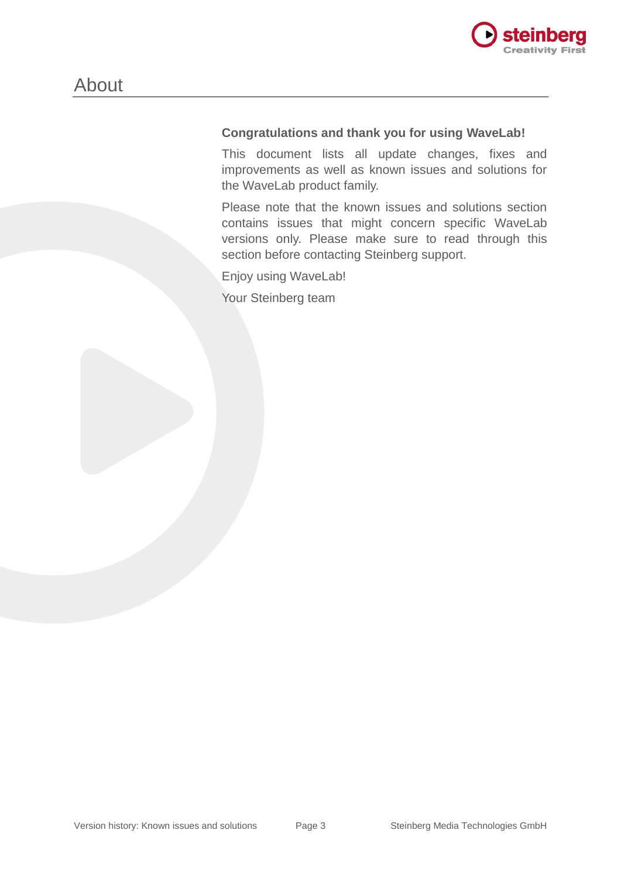# About

**Congratulations and thank you for using WaveLab!**

This document lists all update changes, fixes and improvements as well as known issues and solutions for the WaveLab product family.

Please note that the known issues and solutions section contains issues that might concern specific WaveLab versions only. Please make sure to read through this section before contacting Steinberg support.

Enjoy using WaveLab!

Your Steinberg team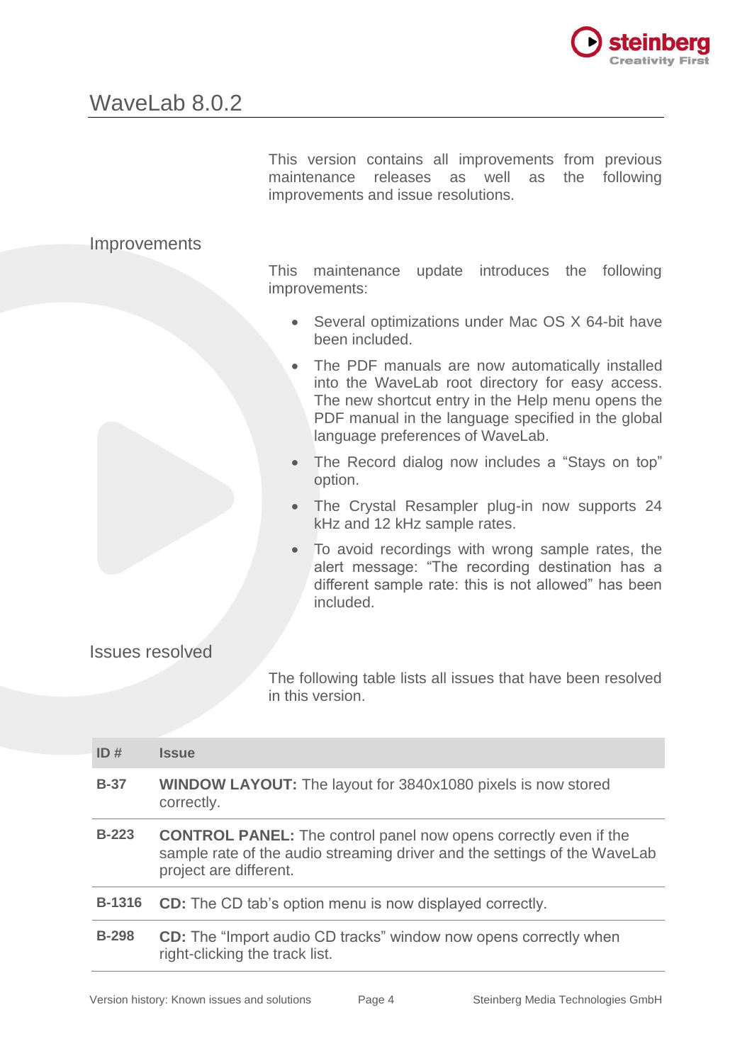# WaveLab 8.0.2

This version contains all improvements from previous maintenance releases as well as the following improvements and issue resolutions.

## Improvements

This maintenance update introduces the following improvements:

- Several optimizations under Mac OS X 64-bit have been included.
- The PDF manuals are now automatically installed into the WaveLab root directory for easy access. The new shortcut entry in the Help menu opens the PDF manual in the language specified in the global language preferences of WaveLab.
- The Record dialog now includes a “Stays on top” option.
- The Crystal Resampler plug-in now supports 24 kHz and 12 kHz sample rates.
- To avoid recordings with wrong sample rates, the alert message: “The recording destination has a different sample rate: this is not allowed” has been included.

## Issues resolved

The following table lists all issues that have been resolved in this version.

| ID # | Issue |
|---|---|
| **B-37** | **WINDOW LAYOUT:** The layout for 3840x1080 pixels is now stored correctly. |
| **B-223** | **CONTROL PANEL:** The control panel now opens correctly even if the sample rate of the audio streaming driver and the settings of the WaveLab project are different. |
| **B-1316** | **CD:** The CD tab’s option menu is now displayed correctly. |
| **B-298** | **CD:** The “Import audio CD tracks” window now opens correctly when right-clicking the track list. |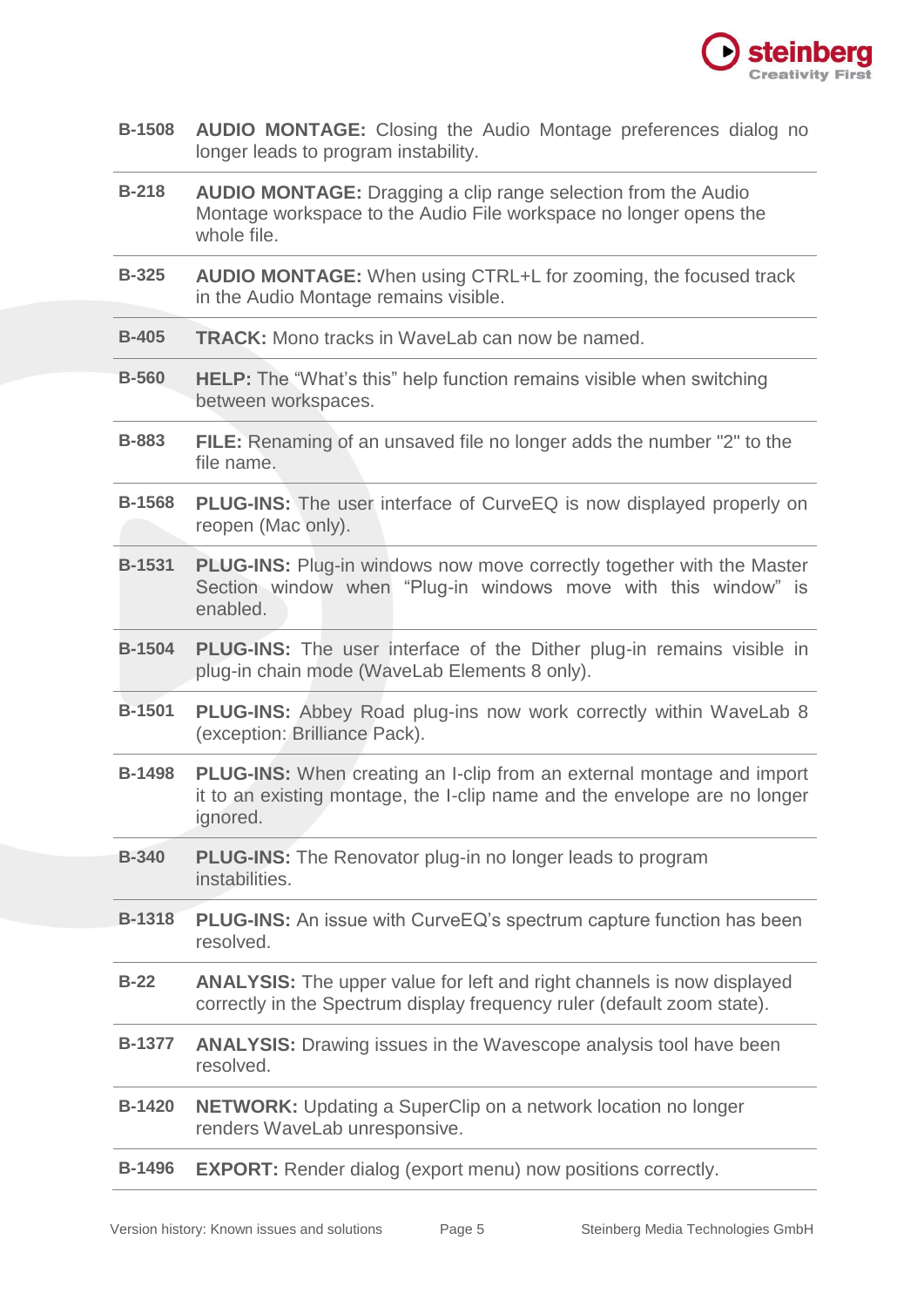| | |
|---|---|
| **B-1508** | **AUDIO MONTAGE:** Closing the Audio Montage preferences dialog no longer leads to program instability. |
| **B-218** | **AUDIO MONTAGE:** Dragging a clip range selection from the Audio Montage workspace to the Audio File workspace no longer opens the whole file. |
| **B-325** | **AUDIO MONTAGE:** When using CTRL+L for zooming, the focused track in the Audio Montage remains visible. |
| **B-405** | **TRACK:** Mono tracks in WaveLab can now be named. |
| **B-560** | **HELP:** The “What’s this” help function remains visible when switching between workspaces. |
| **B-883** | **FILE:** Renaming of an unsaved file no longer adds the number "2" to the file name. |
| **B-1568** | **PLUG-INS:** The user interface of CurveEQ is now displayed properly on reopen (Mac only). |
| **B-1531** | **PLUG-INS:** Plug-in windows now move correctly together with the Master Section window when “Plug-in windows move with this window” is enabled. |
| **B-1504** | **PLUG-INS:** The user interface of the Dither plug-in remains visible in plug-in chain mode (WaveLab Elements 8 only). |
| **B-1501** | **PLUG-INS:** Abbey Road plug-ins now work correctly within WaveLab 8 (exception: Brilliance Pack). |
| **B-1498** | **PLUG-INS:** When creating an I-clip from an external montage and import it to an existing montage, the I-clip name and the envelope are no longer ignored. |
| **B-340** | **PLUG-INS:** The Renovator plug-in no longer leads to program instabilities. |
| **B-1318** | **PLUG-INS:** An issue with CurveEQ’s spectrum capture function has been resolved. |
| **B-22** | **ANALYSIS:** The upper value for left and right channels is now displayed correctly in the Spectrum display frequency ruler (default zoom state). |
| **B-1377** | **ANALYSIS:** Drawing issues in the Wavescope analysis tool have been resolved. |
| **B-1420** | **NETWORK:** Updating a SuperClip on a network location no longer renders WaveLab unresponsive. |
| **B-1496** | **EXPORT:** Render dialog (export menu) now positions correctly. |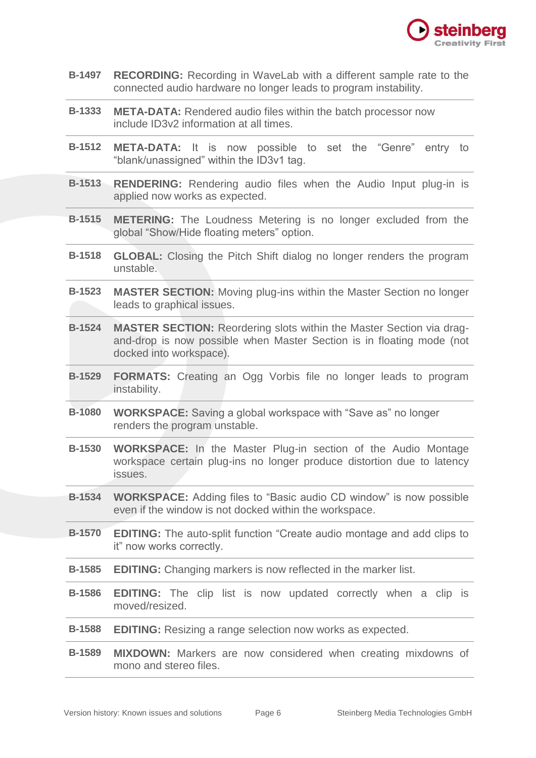| | |
|---|---|
| B-1497 | **RECORDING:** Recording in WaveLab with a different sample rate to the connected audio hardware no longer leads to program instability. |
| B-1333 | **META-DATA:** Rendered audio files within the batch processor now include ID3v2 information at all times. |
| B-1512 | **META-DATA:** It is now possible to set the “Genre” entry to “blank/unassigned” within the ID3v1 tag. |
| B-1513 | **RENDERING:** Rendering audio files when the Audio Input plug-in is applied now works as expected. |
| B-1515 | **METERING:** The Loudness Metering is no longer excluded from the global “Show/Hide floating meters” option. |
| B-1518 | **GLOBAL:** Closing the Pitch Shift dialog no longer renders the program unstable. |
| B-1523 | **MASTER SECTION:** Moving plug-ins within the Master Section no longer leads to graphical issues. |
| B-1524 | **MASTER SECTION:** Reordering slots within the Master Section via drag-and-drop is now possible when Master Section is in floating mode (not docked into workspace). |
| B-1529 | **FORMATS:** Creating an Ogg Vorbis file no longer leads to program instability. |
| B-1080 | **WORKSPACE:** Saving a global workspace with “Save as” no longer renders the program unstable. |
| B-1530 | **WORKSPACE:** In the Master Plug-in section of the Audio Montage workspace certain plug-ins no longer produce distortion due to latency issues. |
| B-1534 | **WORKSPACE:** Adding files to “Basic audio CD window” is now possible even if the window is not docked within the workspace. |
| B-1570 | **EDITING:** The auto-split function “Create audio montage and add clips to it” now works correctly. |
| B-1585 | **EDITING:** Changing markers is now reflected in the marker list. |
| B-1586 | **EDITING:** The clip list is now updated correctly when a clip is moved/resized. |
| B-1588 | **EDITING:** Resizing a range selection now works as expected. |
| B-1589 | **MIXDOWN:** Markers are now considered when creating mixdowns of mono and stereo files. |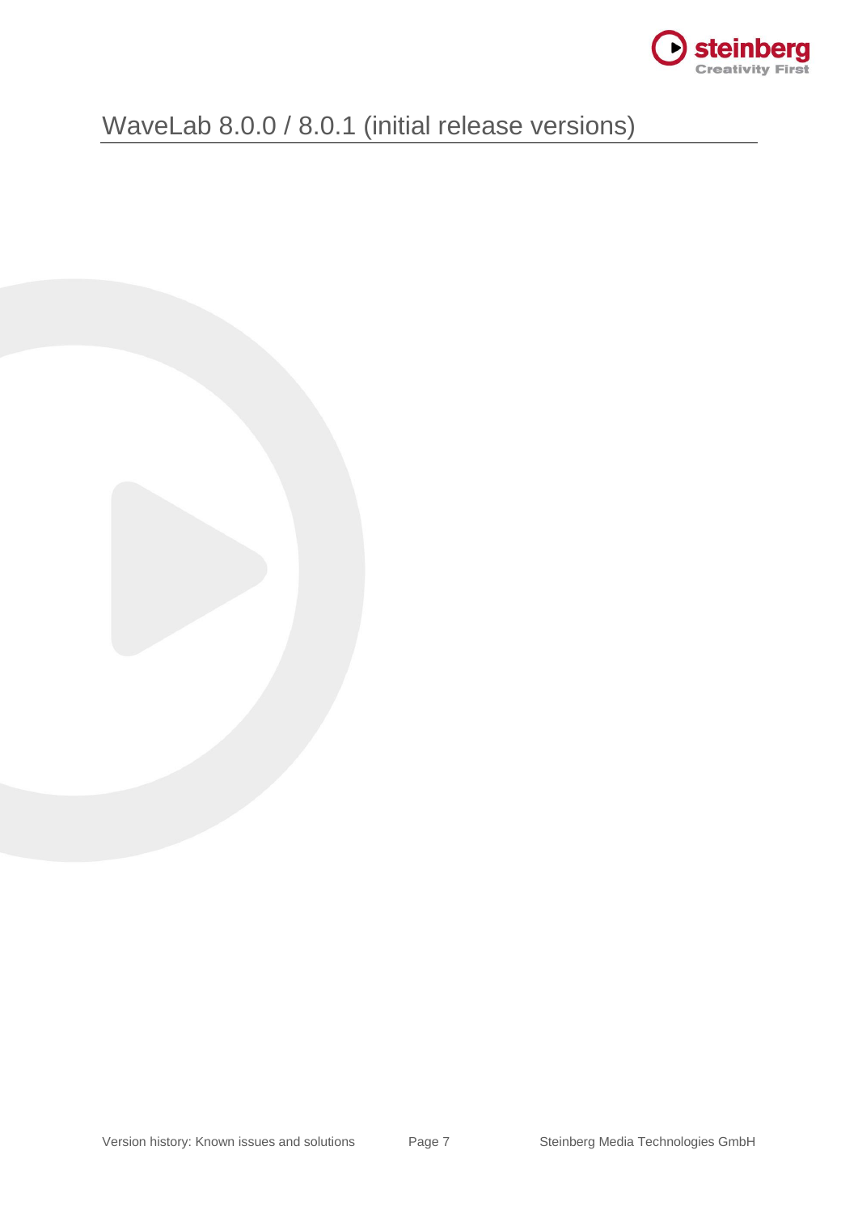# WaveLab 8.0.0 / 8.0.1 (initial release versions)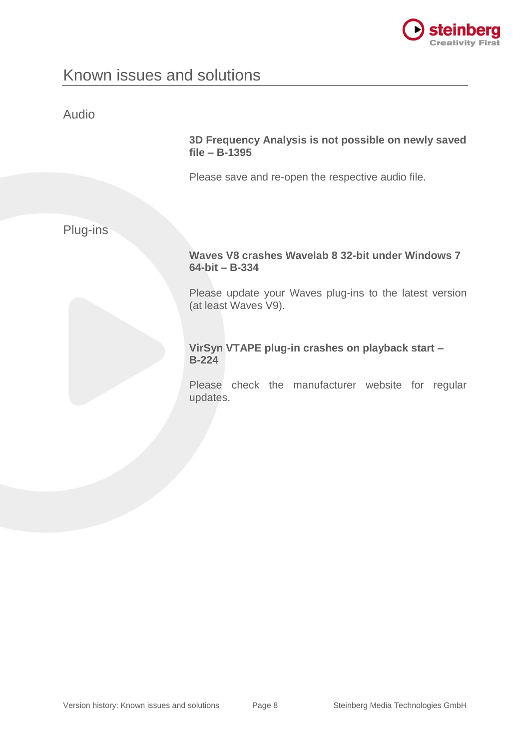# Known issues and solutions

## Audio

**3D Frequency Analysis is not possible on newly saved file – B-1395**

Please save and re-open the respective audio file.

## Plug-ins

**Waves V8 crashes Wavelab 8 32-bit under Windows 7 64-bit – B-334**

Please update your Waves plug-ins to the latest version (at least Waves V9).

**VirSyn VTAPE plug-in crashes on playback start – B-224**

Please check the manufacturer website for regular updates.